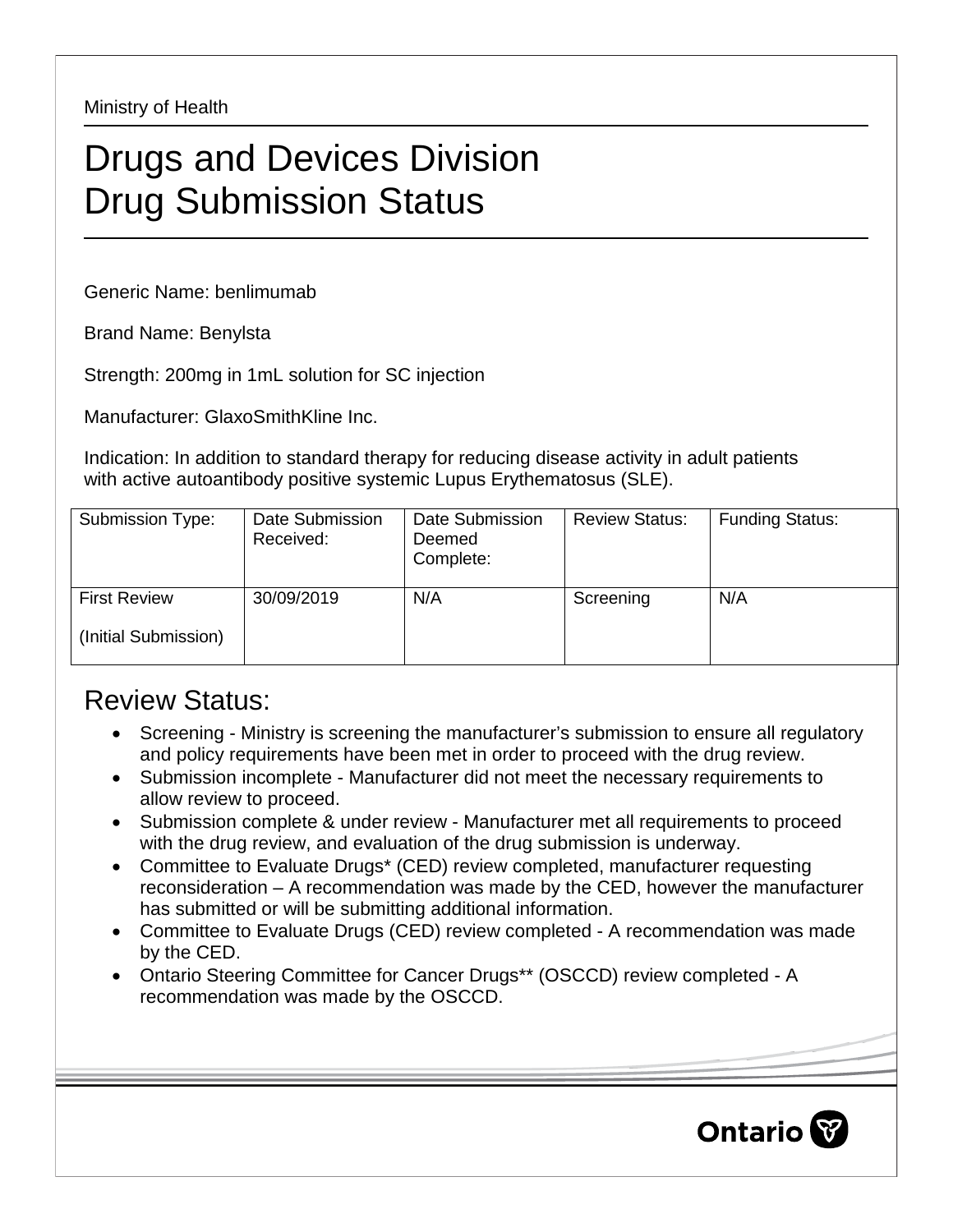Ministry of Health

# Drugs and Devices Division
# Drug Submission Status

Generic Name: benlimumab

Brand Name: Benylsta

Strength: 200mg in 1mL solution for SC injection

Manufacturer: GlaxoSmithKline Inc.

Indication: In addition to standard therapy for reducing disease activity in adult patients with active autoantibody positive systemic Lupus Erythematosus (SLE).

| Submission Type: | Date Submission Received: | Date Submission Deemed Complete: | Review Status: | Funding Status: |
|---|---|---|---|---|
| First Review (Initial Submission) | 30/09/2019 | N/A | Screening | N/A |

## Review Status:

- Screening - Ministry is screening the manufacturer's submission to ensure all regulatory and policy requirements have been met in order to proceed with the drug review.
- Submission incomplete - Manufacturer did not meet the necessary requirements to allow review to proceed.
- Submission complete & under review - Manufacturer met all requirements to proceed with the drug review, and evaluation of the drug submission is underway.
- Committee to Evaluate Drugs* (CED) review completed, manufacturer requesting reconsideration – A recommendation was made by the CED, however the manufacturer has submitted or will be submitting additional information.
- Committee to Evaluate Drugs (CED) review completed - A recommendation was made by the CED.
- Ontario Steering Committee for Cancer Drugs** (OSCCD) review completed - A recommendation was made by the OSCCD.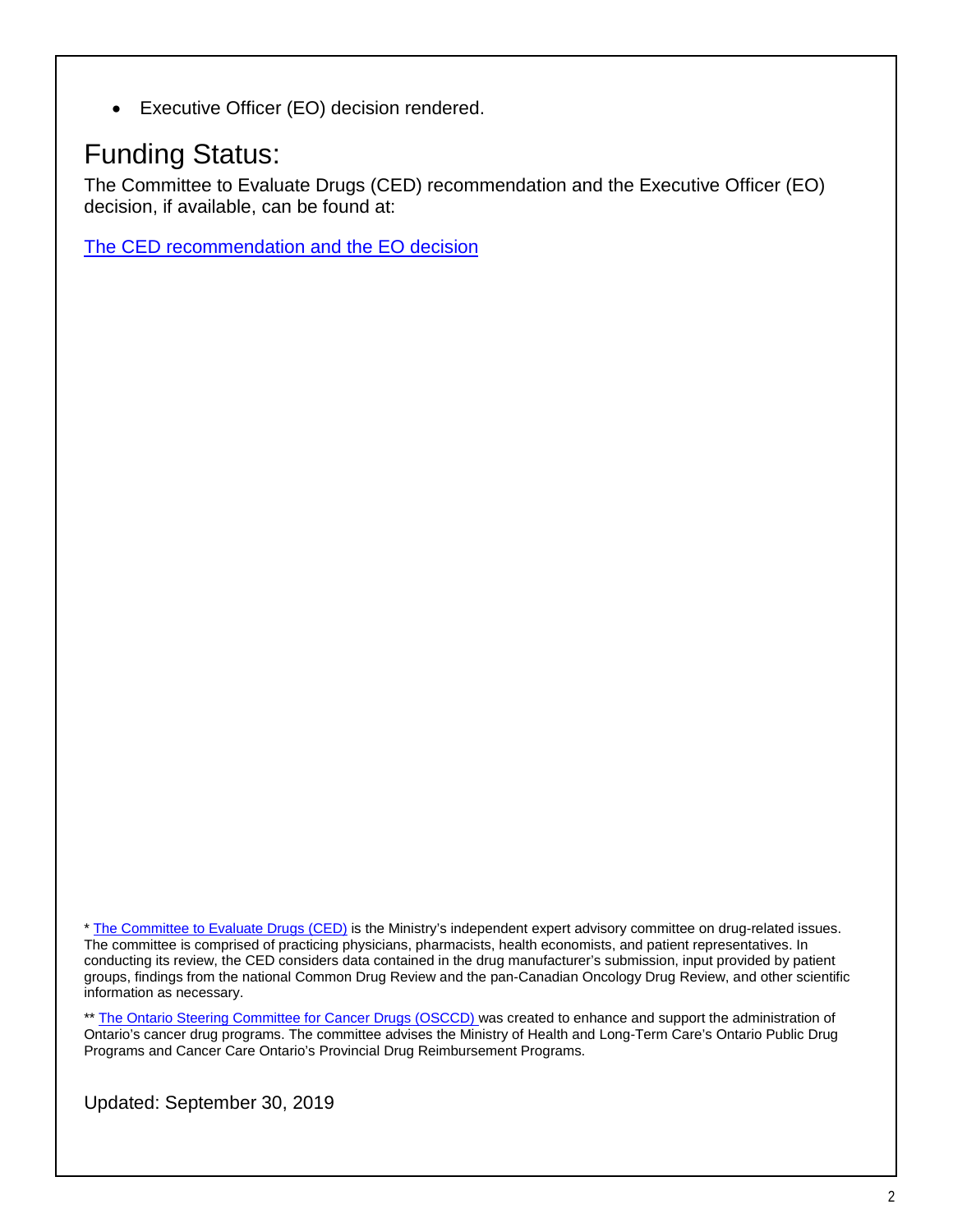- Executive Officer (EO) decision rendered.

## Funding Status:

The Committee to Evaluate Drugs (CED) recommendation and the Executive Officer (EO) decision, if available, can be found at:

[The CED recommendation and the EO decision]

* [The Committee to Evaluate Drugs (CED)] is the Ministry's independent expert advisory committee on drug-related issues. The committee is comprised of practicing physicians, pharmacists, health economists, and patient representatives. In conducting its review, the CED considers data contained in the drug manufacturer's submission, input provided by patient groups, findings from the national Common Drug Review and the pan-Canadian Oncology Drug Review, and other scientific information as necessary.

** [The Ontario Steering Committee for Cancer Drugs (OSCCD)] was created to enhance and support the administration of Ontario's cancer drug programs. The committee advises the Ministry of Health and Long-Term Care's Ontario Public Drug Programs and Cancer Care Ontario's Provincial Drug Reimbursement Programs.

Updated: September 30, 2019